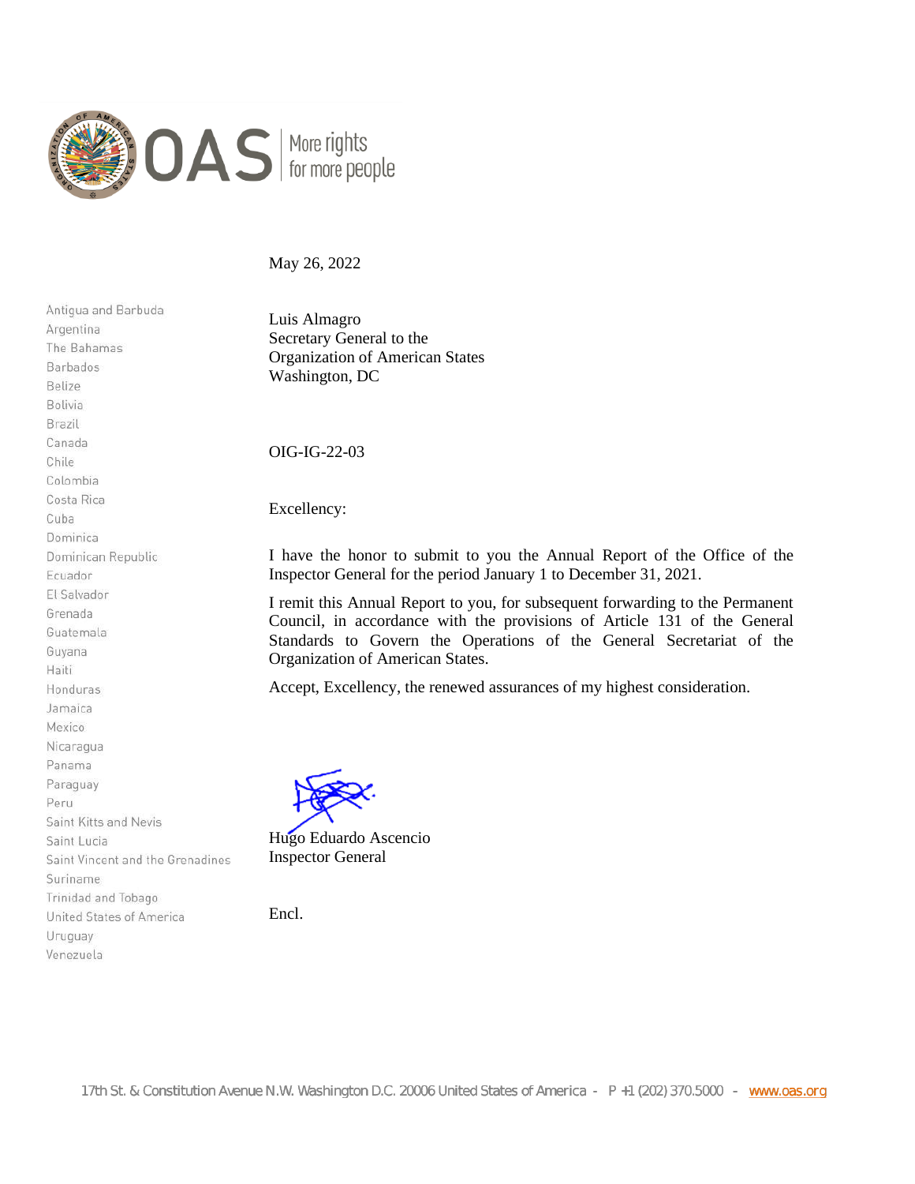OAS | More rights for more people

May 26, 2022

Antigua and Barbuda
Argentina
The Bahamas
Barbados
Belize
Bolivia
Brazil
Canada
Chile
Colombia
Costa Rica
Cuba
Dominica
Dominican Republic
Ecuador
El Salvador
Grenada
Guatemala
Guyana
Haiti
Honduras
Jamaica
Mexico
Nicaragua
Panama
Paraguay
Peru
Saint Kitts and Nevis
Saint Lucia
Saint Vincent and the Grenadines
Suriname
Trinidad and Tobago
United States of America
Uruguay
Venezuela

Luis Almagro
Secretary General to the
Organization of American States
Washington, DC

OIG-IG-22-03

Excellency:

I have the honor to submit to you the Annual Report of the Office of the Inspector General for the period January 1 to December 31, 2021.

I remit this Annual Report to you, for subsequent forwarding to the Permanent Council, in accordance with the provisions of Article 131 of the General Standards to Govern the Operations of the General Secretariat of the Organization of American States.

Accept, Excellency, the renewed assurances of my highest consideration.

Hugo Eduardo Ascencio
Inspector General

Encl.

17th St. & Constitution Avenue N.W. Washington D.C. 20006 United States of America - P +1 (202) 370.5000 - www.oas.org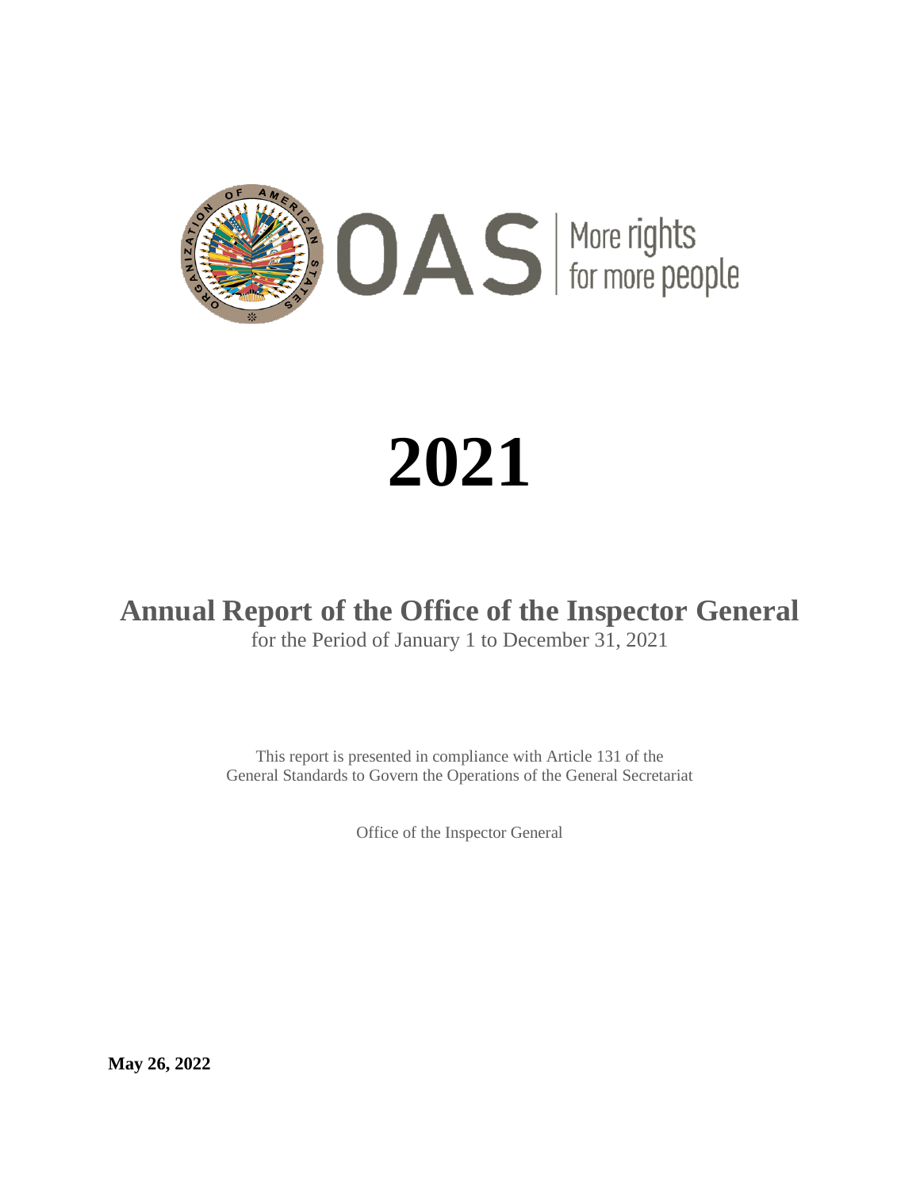# 2021

## Annual Report of the Office of the Inspector General

for the Period of January 1 to December 31, 2021

This report is presented in compliance with Article 131 of the General Standards to Govern the Operations of the General Secretariat

Office of the Inspector General

**May 26, 2022**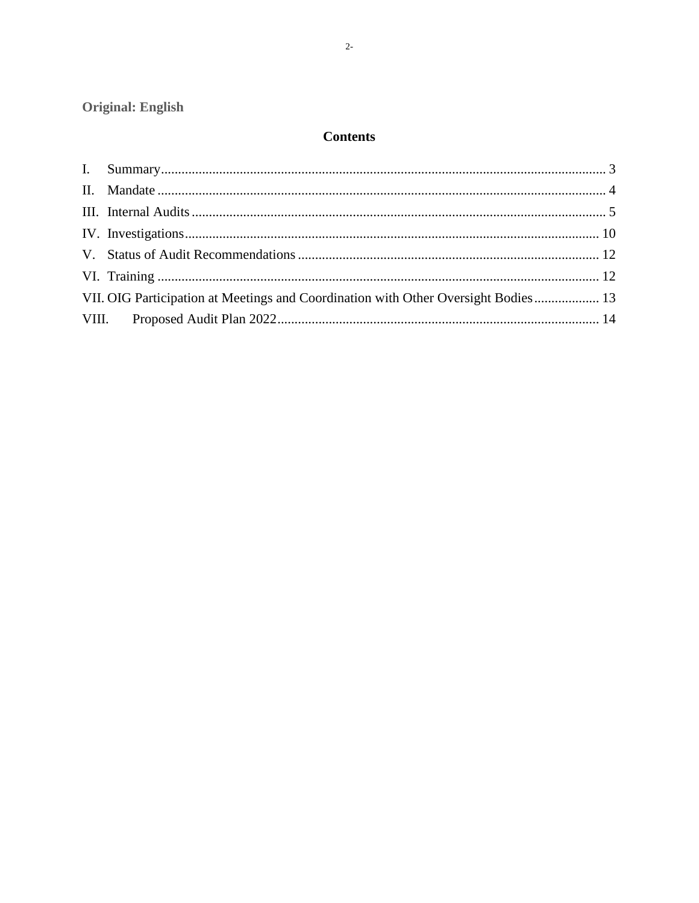**Original: English**

## Contents

I. Summary .......... 3
II. Mandate .......... 4
III. Internal Audits .......... 5
IV. Investigations .......... 10
V. Status of Audit Recommendations .......... 12
VI. Training .......... 12
VII. OIG Participation at Meetings and Coordination with Other Oversight Bodies .......... 13
VIII. Proposed Audit Plan 2022 .......... 14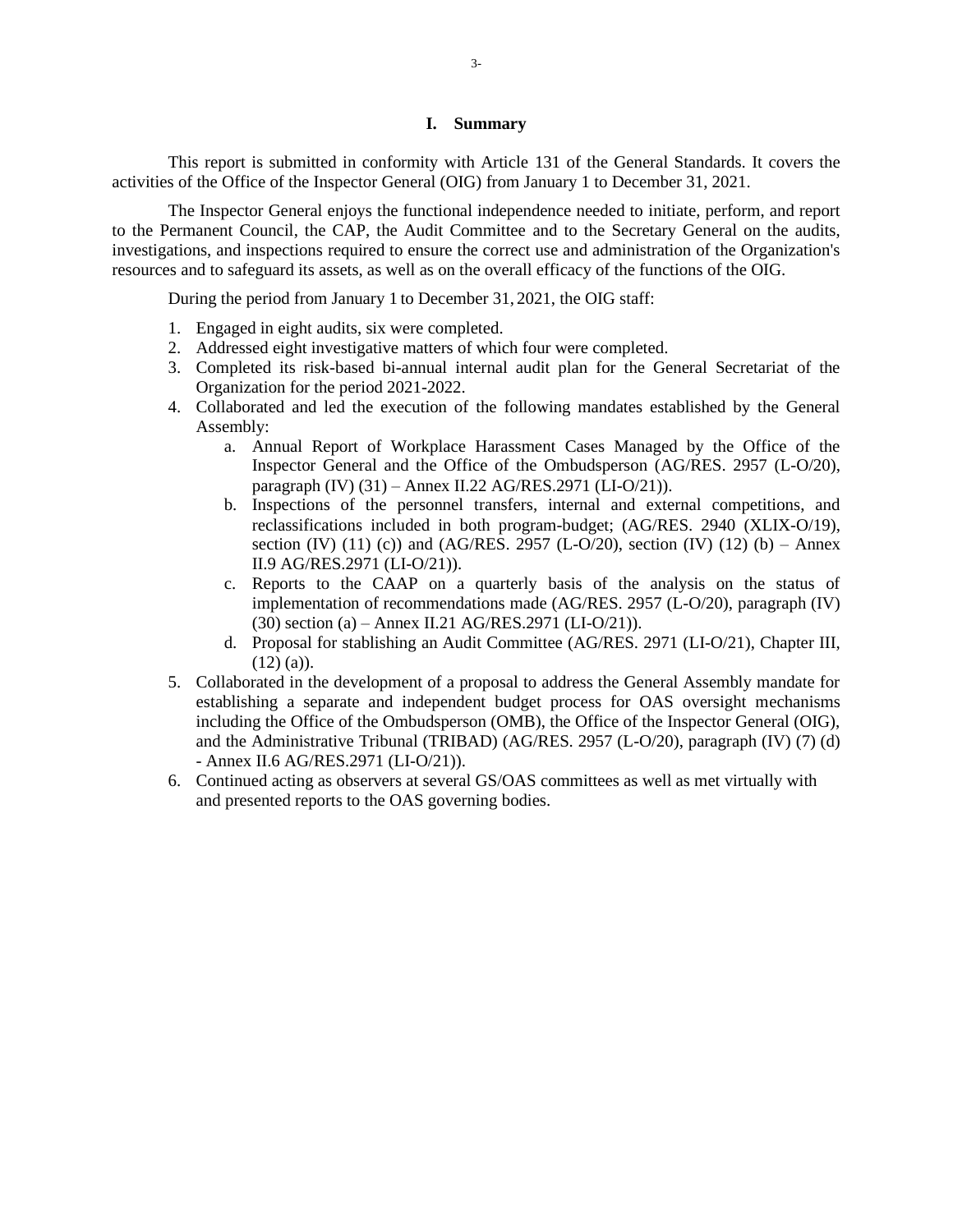## I. Summary

This report is submitted in conformity with Article 131 of the General Standards. It covers the activities of the Office of the Inspector General (OIG) from January 1 to December 31, 2021.

The Inspector General enjoys the functional independence needed to initiate, perform, and report to the Permanent Council, the CAP, the Audit Committee and to the Secretary General on the audits, investigations, and inspections required to ensure the correct use and administration of the Organization's resources and to safeguard its assets, as well as on the overall efficacy of the functions of the OIG.

During the period from January 1 to December 31, 2021, the OIG staff:

1. Engaged in eight audits, six were completed.
2. Addressed eight investigative matters of which four were completed.
3. Completed its risk-based bi-annual internal audit plan for the General Secretariat of the Organization for the period 2021-2022.
4. Collaborated and led the execution of the following mandates established by the General Assembly:
    a. Annual Report of Workplace Harassment Cases Managed by the Office of the Inspector General and the Office of the Ombudsperson (AG/RES. 2957 (L-O/20), paragraph (IV) (31) – Annex II.22 AG/RES.2971 (LI-O/21)).
    b. Inspections of the personnel transfers, internal and external competitions, and reclassifications included in both program-budget; (AG/RES. 2940 (XLIX-O/19), section (IV) (11) (c)) and (AG/RES. 2957 (L-O/20), section (IV) (12) (b) – Annex II.9 AG/RES.2971 (LI-O/21)).
    c. Reports to the CAAP on a quarterly basis of the analysis on the status of implementation of recommendations made (AG/RES. 2957 (L-O/20), paragraph (IV) (30) section (a) – Annex II.21 AG/RES.2971 (LI-O/21)).
    d. Proposal for stablishing an Audit Committee (AG/RES. 2971 (LI-O/21), Chapter III, (12) (a)).
5. Collaborated in the development of a proposal to address the General Assembly mandate for establishing a separate and independent budget process for OAS oversight mechanisms including the Office of the Ombudsperson (OMB), the Office of the Inspector General (OIG), and the Administrative Tribunal (TRIBAD) (AG/RES. 2957 (L-O/20), paragraph (IV) (7) (d) - Annex II.6 AG/RES.2971 (LI-O/21)).
6. Continued acting as observers at several GS/OAS committees as well as met virtually with and presented reports to the OAS governing bodies.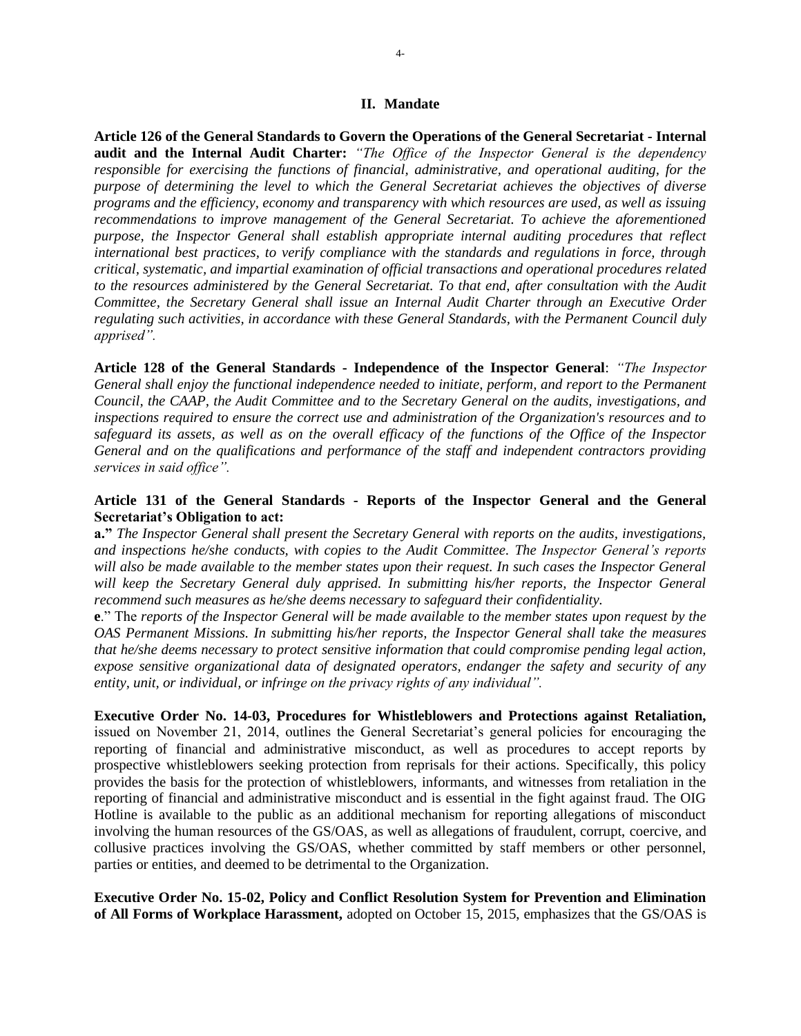## II. Mandate

**Article 126 of the General Standards to Govern the Operations of the General Secretariat - Internal audit and the Internal Audit Charter:** *"The Office of the Inspector General is the dependency responsible for exercising the functions of financial, administrative, and operational auditing, for the purpose of determining the level to which the General Secretariat achieves the objectives of diverse programs and the efficiency, economy and transparency with which resources are used, as well as issuing recommendations to improve management of the General Secretariat. To achieve the aforementioned purpose, the Inspector General shall establish appropriate internal auditing procedures that reflect international best practices, to verify compliance with the standards and regulations in force, through critical, systematic, and impartial examination of official transactions and operational procedures related to the resources administered by the General Secretariat. To that end, after consultation with the Audit Committee, the Secretary General shall issue an Internal Audit Charter through an Executive Order regulating such activities, in accordance with these General Standards, with the Permanent Council duly apprised".*

**Article 128 of the General Standards - Independence of the Inspector General**: *"The Inspector General shall enjoy the functional independence needed to initiate, perform, and report to the Permanent Council, the CAAP, the Audit Committee and to the Secretary General on the audits, investigations, and inspections required to ensure the correct use and administration of the Organization's resources and to safeguard its assets, as well as on the overall efficacy of the functions of the Office of the Inspector General and on the qualifications and performance of the staff and independent contractors providing services in said office".*

**Article 131 of the General Standards - Reports of the Inspector General and the General Secretariat's Obligation to act:**

**a."** *The Inspector General shall present the Secretary General with reports on the audits, investigations, and inspections he/she conducts, with copies to the Audit Committee. The Inspector General's reports will also be made available to the member states upon their request. In such cases the Inspector General will keep the Secretary General duly apprised. In submitting his/her reports, the Inspector General recommend such measures as he/she deems necessary to safeguard their confidentiality.*

**e**." The *reports of the Inspector General will be made available to the member states upon request by the OAS Permanent Missions. In submitting his/her reports, the Inspector General shall take the measures that he/she deems necessary to protect sensitive information that could compromise pending legal action, expose sensitive organizational data of designated operators, endanger the safety and security of any entity, unit, or individual, or infringe on the privacy rights of any individual".*

**Executive Order No. 14-03, Procedures for Whistleblowers and Protections against Retaliation,** issued on November 21, 2014, outlines the General Secretariat's general policies for encouraging the reporting of financial and administrative misconduct, as well as procedures to accept reports by prospective whistleblowers seeking protection from reprisals for their actions. Specifically, this policy provides the basis for the protection of whistleblowers, informants, and witnesses from retaliation in the reporting of financial and administrative misconduct and is essential in the fight against fraud. The OIG Hotline is available to the public as an additional mechanism for reporting allegations of misconduct involving the human resources of the GS/OAS, as well as allegations of fraudulent, corrupt, coercive, and collusive practices involving the GS/OAS, whether committed by staff members or other personnel, parties or entities, and deemed to be detrimental to the Organization.

**Executive Order No. 15-02, Policy and Conflict Resolution System for Prevention and Elimination of All Forms of Workplace Harassment,** adopted on October 15, 2015, emphasizes that the GS/OAS is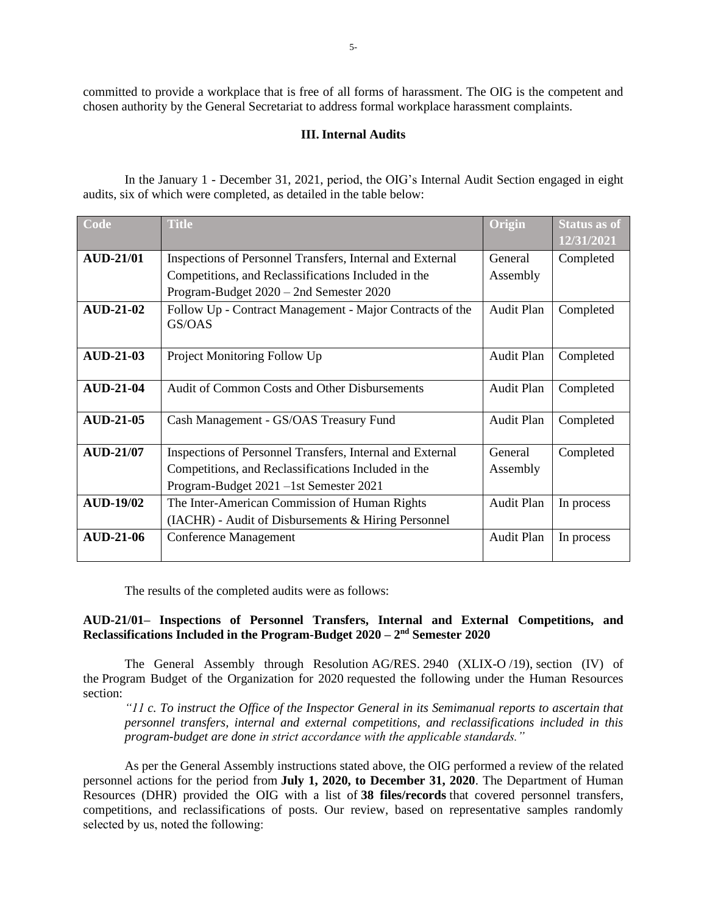committed to provide a workplace that is free of all forms of harassment. The OIG is the competent and chosen authority by the General Secretariat to address formal workplace harassment complaints.

### III. Internal Audits

In the January 1 - December 31, 2021, period, the OIG's Internal Audit Section engaged in eight audits, six of which were completed, as detailed in the table below:

| Code | Title | Origin | Status as of 12/31/2021 |
|---|---|---|---|
| **AUD-21/01** | Inspections of Personnel Transfers, Internal and External Competitions, and Reclassifications Included in the Program-Budget 2020 – 2nd Semester 2020 | General Assembly | Completed |
| **AUD-21-02** | Follow Up - Contract Management - Major Contracts of the GS/OAS | Audit Plan | Completed |
| **AUD-21-03** | Project Monitoring Follow Up | Audit Plan | Completed |
| **AUD-21-04** | Audit of Common Costs and Other Disbursements | Audit Plan | Completed |
| **AUD-21-05** | Cash Management - GS/OAS Treasury Fund | Audit Plan | Completed |
| **AUD-21/07** | Inspections of Personnel Transfers, Internal and External Competitions, and Reclassifications Included in the Program-Budget 2021 –1st Semester 2021 | General Assembly | Completed |
| **AUD-19/02** | The Inter-American Commission of Human Rights (IACHR) - Audit of Disbursements & Hiring Personnel | Audit Plan | In process |
| **AUD-21-06** | Conference Management | Audit Plan | In process |

The results of the completed audits were as follows:

**AUD-21/01– Inspections of Personnel Transfers, Internal and External Competitions, and Reclassifications Included in the Program-Budget 2020 – 2nd Semester 2020**

The General Assembly through Resolution AG/RES. 2940 (XLIX-O /19), section (IV) of the Program Budget of the Organization for 2020 requested the following under the Human Resources section:

*"11 c. To instruct the Office of the Inspector General in its Semimanual reports to ascertain that personnel transfers, internal and external competitions, and reclassifications included in this program-budget are done in strict accordance with the applicable standards."*

As per the General Assembly instructions stated above, the OIG performed a review of the related personnel actions for the period from **July 1, 2020, to December 31, 2020**. The Department of Human Resources (DHR) provided the OIG with a list of **38 files/records** that covered personnel transfers, competitions, and reclassifications of posts. Our review, based on representative samples randomly selected by us, noted the following: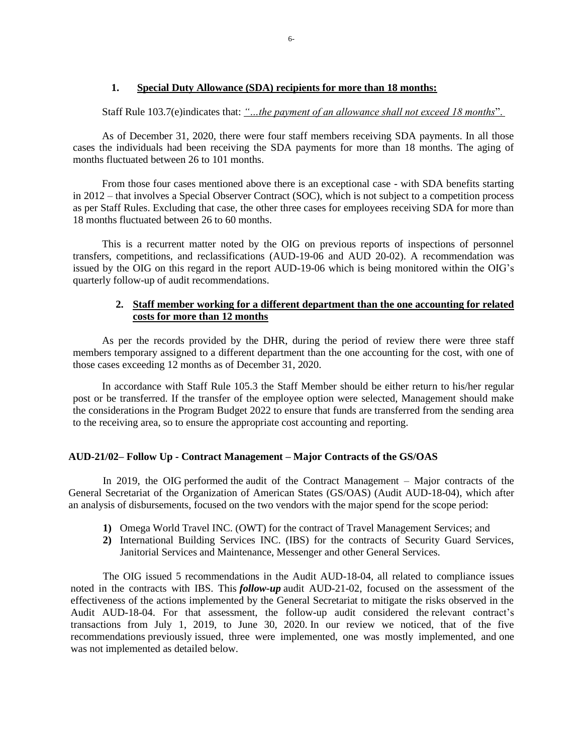### 1. Special Duty Allowance (SDA) recipients for more than 18 months:

Staff Rule 103.7(e)indicates that: *"…the payment of an allowance shall not exceed 18 months*".

As of December 31, 2020, there were four staff members receiving SDA payments. In all those cases the individuals had been receiving the SDA payments for more than 18 months. The aging of months fluctuated between 26 to 101 months.

From those four cases mentioned above there is an exceptional case - with SDA benefits starting in 2012 – that involves a Special Observer Contract (SOC), which is not subject to a competition process as per Staff Rules. Excluding that case, the other three cases for employees receiving SDA for more than 18 months fluctuated between 26 to 60 months.

This is a recurrent matter noted by the OIG on previous reports of inspections of personnel transfers, competitions, and reclassifications (AUD-19-06 and AUD 20-02). A recommendation was issued by the OIG on this regard in the report AUD-19-06 which is being monitored within the OIG's quarterly follow-up of audit recommendations.

### 2. Staff member working for a different department than the one accounting for related costs for more than 12 months

As per the records provided by the DHR, during the period of review there were three staff members temporary assigned to a different department than the one accounting for the cost, with one of those cases exceeding 12 months as of December 31, 2020.

In accordance with Staff Rule 105.3 the Staff Member should be either return to his/her regular post or be transferred. If the transfer of the employee option were selected, Management should make the considerations in the Program Budget 2022 to ensure that funds are transferred from the sending area to the receiving area, so to ensure the appropriate cost accounting and reporting.

## AUD-21/02– Follow Up - Contract Management – Major Contracts of the GS/OAS

In 2019, the OIG performed the audit of the Contract Management – Major contracts of the General Secretariat of the Organization of American States (GS/OAS) (Audit AUD-18-04), which after an analysis of disbursements, focused on the two vendors with the major spend for the scope period:

1) Omega World Travel INC. (OWT) for the contract of Travel Management Services; and
2) International Building Services INC. (IBS) for the contracts of Security Guard Services, Janitorial Services and Maintenance, Messenger and other General Services.

The OIG issued 5 recommendations in the Audit AUD-18-04, all related to compliance issues noted in the contracts with IBS. This ***follow-up*** audit AUD-21-02, focused on the assessment of the effectiveness of the actions implemented by the General Secretariat to mitigate the risks observed in the Audit AUD-18-04. For that assessment, the follow-up audit considered the relevant contract's transactions from July 1, 2019, to June 30, 2020. In our review we noticed, that of the five recommendations previously issued, three were implemented, one was mostly implemented, and one was not implemented as detailed below.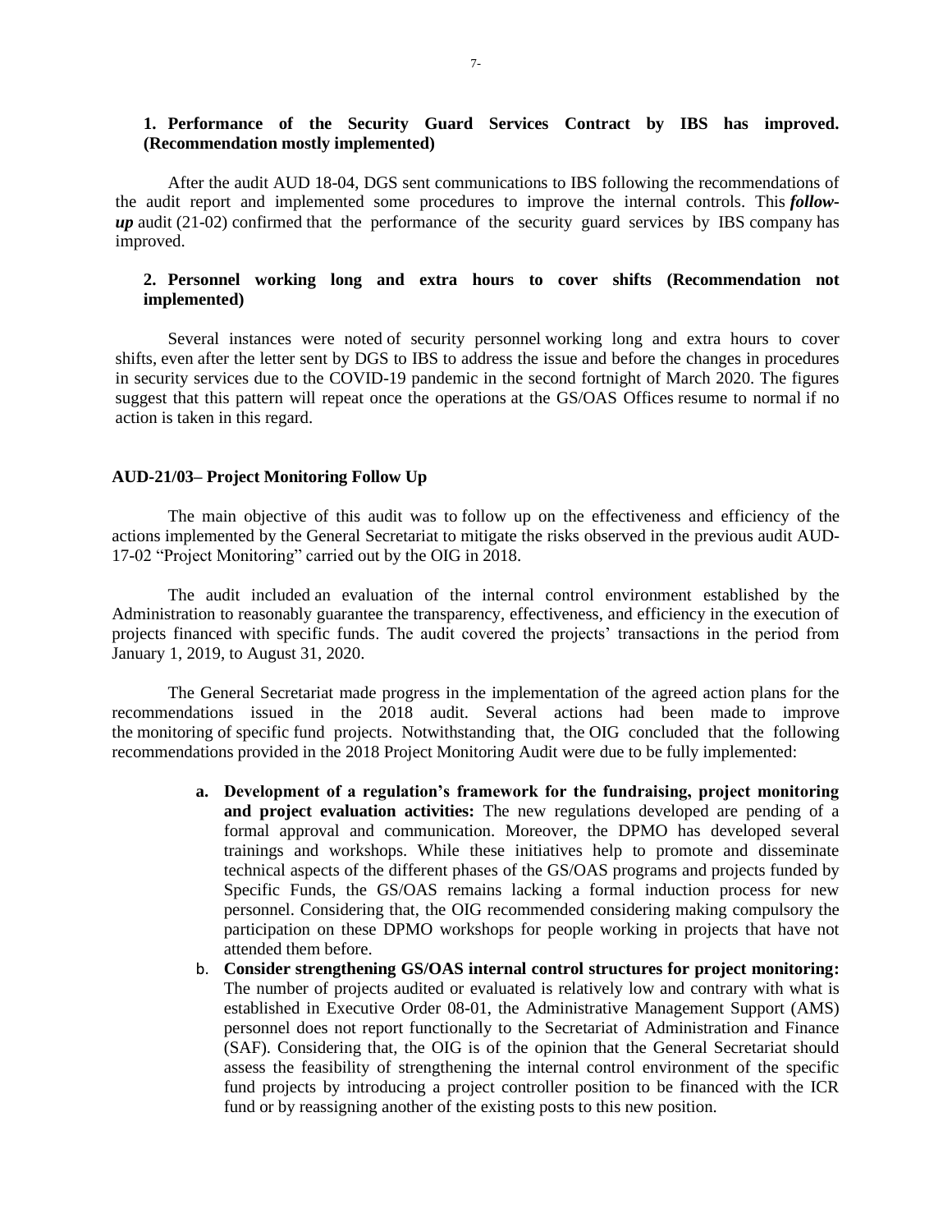**1. Performance of the Security Guard Services Contract by IBS has improved. (Recommendation mostly implemented)**

After the audit AUD 18-04, DGS sent communications to IBS following the recommendations of the audit report and implemented some procedures to improve the internal controls. This ***follow-up*** audit (21-02) confirmed that the performance of the security guard services by IBS company has improved.

**2. Personnel working long and extra hours to cover shifts (Recommendation not implemented)**

Several instances were noted of security personnel working long and extra hours to cover shifts, even after the letter sent by DGS to IBS to address the issue and before the changes in procedures in security services due to the COVID-19 pandemic in the second fortnight of March 2020. The figures suggest that this pattern will repeat once the operations at the GS/OAS Offices resume to normal if no action is taken in this regard.

**AUD-21/03– Project Monitoring Follow Up**

The main objective of this audit was to follow up on the effectiveness and efficiency of the actions implemented by the General Secretariat to mitigate the risks observed in the previous audit AUD-17-02 "Project Monitoring" carried out by the OIG in 2018.

The audit included an evaluation of the internal control environment established by the Administration to reasonably guarantee the transparency, effectiveness, and efficiency in the execution of projects financed with specific funds. The audit covered the projects' transactions in the period from January 1, 2019, to August 31, 2020.

The General Secretariat made progress in the implementation of the agreed action plans for the recommendations issued in the 2018 audit. Several actions had been made to improve the monitoring of specific fund projects. Notwithstanding that, the OIG concluded that the following recommendations provided in the 2018 Project Monitoring Audit were due to be fully implemented:

a. **Development of a regulation's framework for the fundraising, project monitoring and project evaluation activities:** The new regulations developed are pending of a formal approval and communication. Moreover, the DPMO has developed several trainings and workshops. While these initiatives help to promote and disseminate technical aspects of the different phases of the GS/OAS programs and projects funded by Specific Funds, the GS/OAS remains lacking a formal induction process for new personnel. Considering that, the OIG recommended considering making compulsory the participation on these DPMO workshops for people working in projects that have not attended them before.

b. **Consider strengthening GS/OAS internal control structures for project monitoring:** The number of projects audited or evaluated is relatively low and contrary with what is established in Executive Order 08-01, the Administrative Management Support (AMS) personnel does not report functionally to the Secretariat of Administration and Finance (SAF). Considering that, the OIG is of the opinion that the General Secretariat should assess the feasibility of strengthening the internal control environment of the specific fund projects by introducing a project controller position to be financed with the ICR fund or by reassigning another of the existing posts to this new position.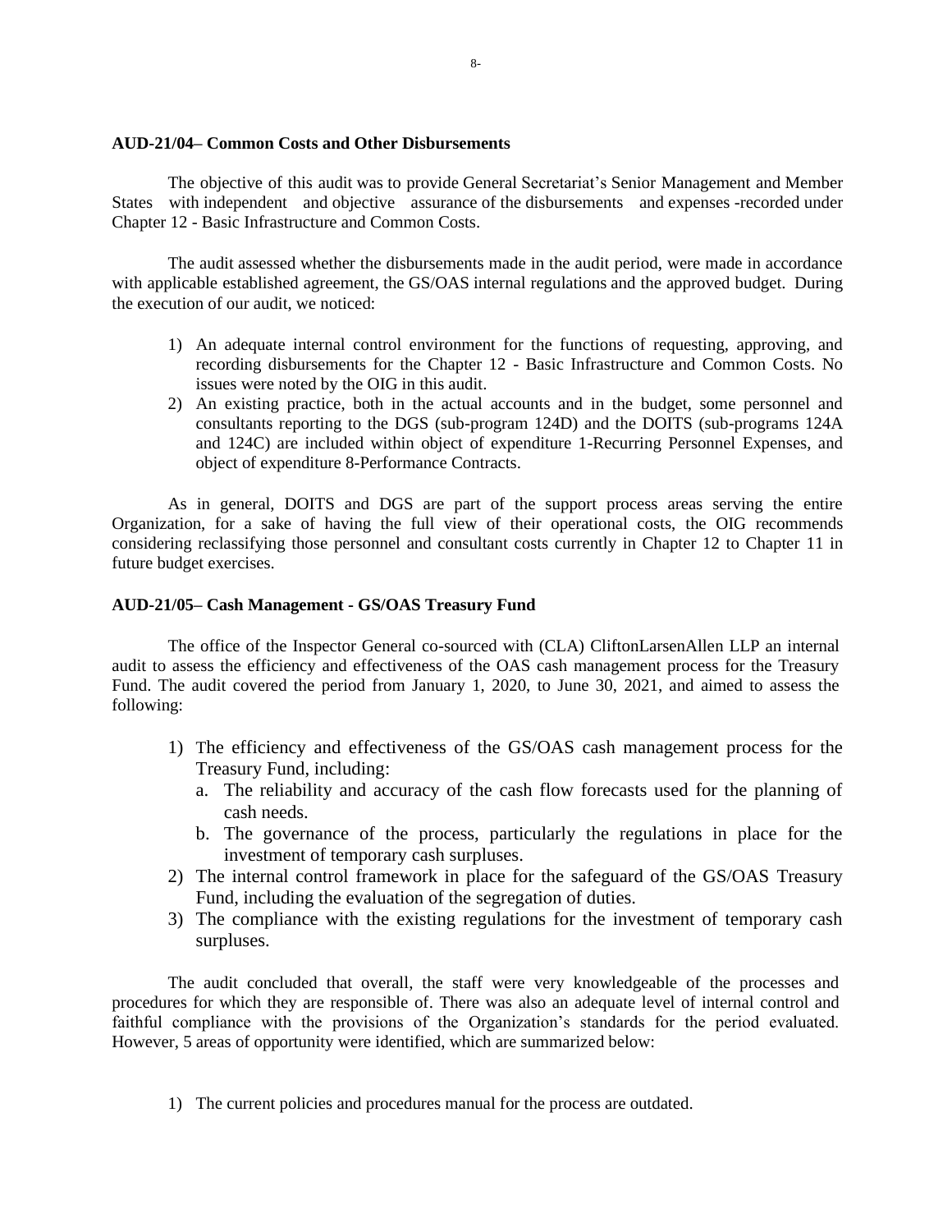**AUD-21/04– Common Costs and Other Disbursements**

The objective of this audit was to provide General Secretariat's Senior Management and Member States with independent and objective assurance of the disbursements and expenses -recorded under Chapter 12 - Basic Infrastructure and Common Costs.

The audit assessed whether the disbursements made in the audit period, were made in accordance with applicable established agreement, the GS/OAS internal regulations and the approved budget. During the execution of our audit, we noticed:

1) An adequate internal control environment for the functions of requesting, approving, and recording disbursements for the Chapter 12 - Basic Infrastructure and Common Costs. No issues were noted by the OIG in this audit.
2) An existing practice, both in the actual accounts and in the budget, some personnel and consultants reporting to the DGS (sub-program 124D) and the DOITS (sub-programs 124A and 124C) are included within object of expenditure 1-Recurring Personnel Expenses, and object of expenditure 8-Performance Contracts.

As in general, DOITS and DGS are part of the support process areas serving the entire Organization, for a sake of having the full view of their operational costs, the OIG recommends considering reclassifying those personnel and consultant costs currently in Chapter 12 to Chapter 11 in future budget exercises.

**AUD-21/05– Cash Management - GS/OAS Treasury Fund**

The office of the Inspector General co-sourced with (CLA) CliftonLarsenAllen LLP an internal audit to assess the efficiency and effectiveness of the OAS cash management process for the Treasury Fund. The audit covered the period from January 1, 2020, to June 30, 2021, and aimed to assess the following:

1) The efficiency and effectiveness of the GS/OAS cash management process for the Treasury Fund, including:
   a. The reliability and accuracy of the cash flow forecasts used for the planning of cash needs.
   b. The governance of the process, particularly the regulations in place for the investment of temporary cash surpluses.
2) The internal control framework in place for the safeguard of the GS/OAS Treasury Fund, including the evaluation of the segregation of duties.
3) The compliance with the existing regulations for the investment of temporary cash surpluses.

The audit concluded that overall, the staff were very knowledgeable of the processes and procedures for which they are responsible of. There was also an adequate level of internal control and faithful compliance with the provisions of the Organization's standards for the period evaluated. However, 5 areas of opportunity were identified, which are summarized below:

1) The current policies and procedures manual for the process are outdated.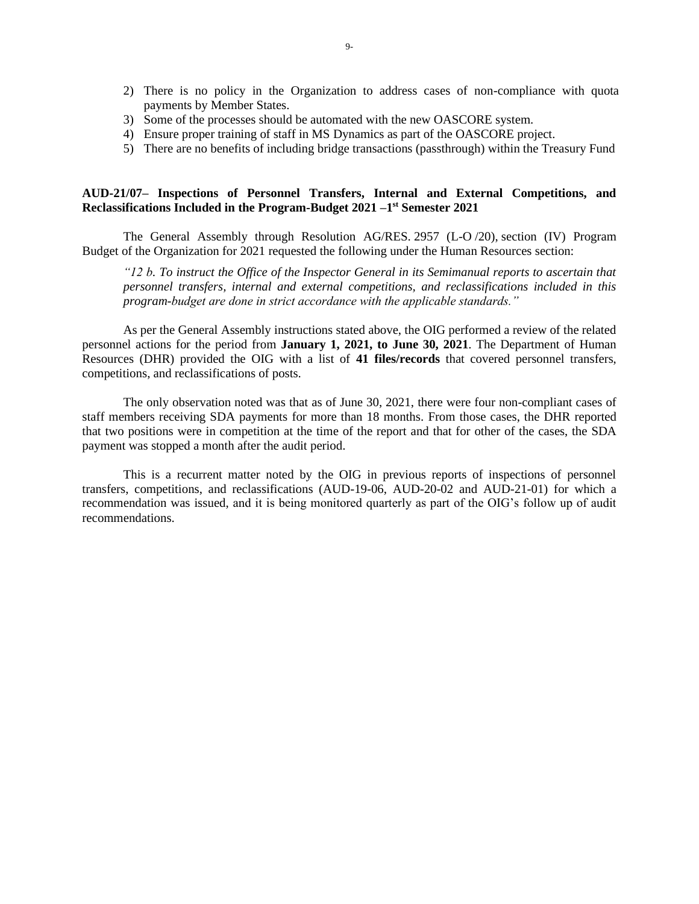2) There is no policy in the Organization to address cases of non-compliance with quota payments by Member States.
3) Some of the processes should be automated with the new OASCORE system.
4) Ensure proper training of staff in MS Dynamics as part of the OASCORE project.
5) There are no benefits of including bridge transactions (passthrough) within the Treasury Fund

**AUD-21/07– Inspections of Personnel Transfers, Internal and External Competitions, and Reclassifications Included in the Program-Budget 2021 –1st Semester 2021**

The General Assembly through Resolution AG/RES. 2957 (L-O /20), section (IV) Program Budget of the Organization for 2021 requested the following under the Human Resources section:

> *"12 b. To instruct the Office of the Inspector General in its Semimanual reports to ascertain that personnel transfers, internal and external competitions, and reclassifications included in this program-budget are done in strict accordance with the applicable standards."*

As per the General Assembly instructions stated above, the OIG performed a review of the related personnel actions for the period from **January 1, 2021, to June 30, 2021**. The Department of Human Resources (DHR) provided the OIG with a list of **41 files/records** that covered personnel transfers, competitions, and reclassifications of posts.

The only observation noted was that as of June 30, 2021, there were four non-compliant cases of staff members receiving SDA payments for more than 18 months. From those cases, the DHR reported that two positions were in competition at the time of the report and that for other of the cases, the SDA payment was stopped a month after the audit period.

This is a recurrent matter noted by the OIG in previous reports of inspections of personnel transfers, competitions, and reclassifications (AUD-19-06, AUD-20-02 and AUD-21-01) for which a recommendation was issued, and it is being monitored quarterly as part of the OIG's follow up of audit recommendations.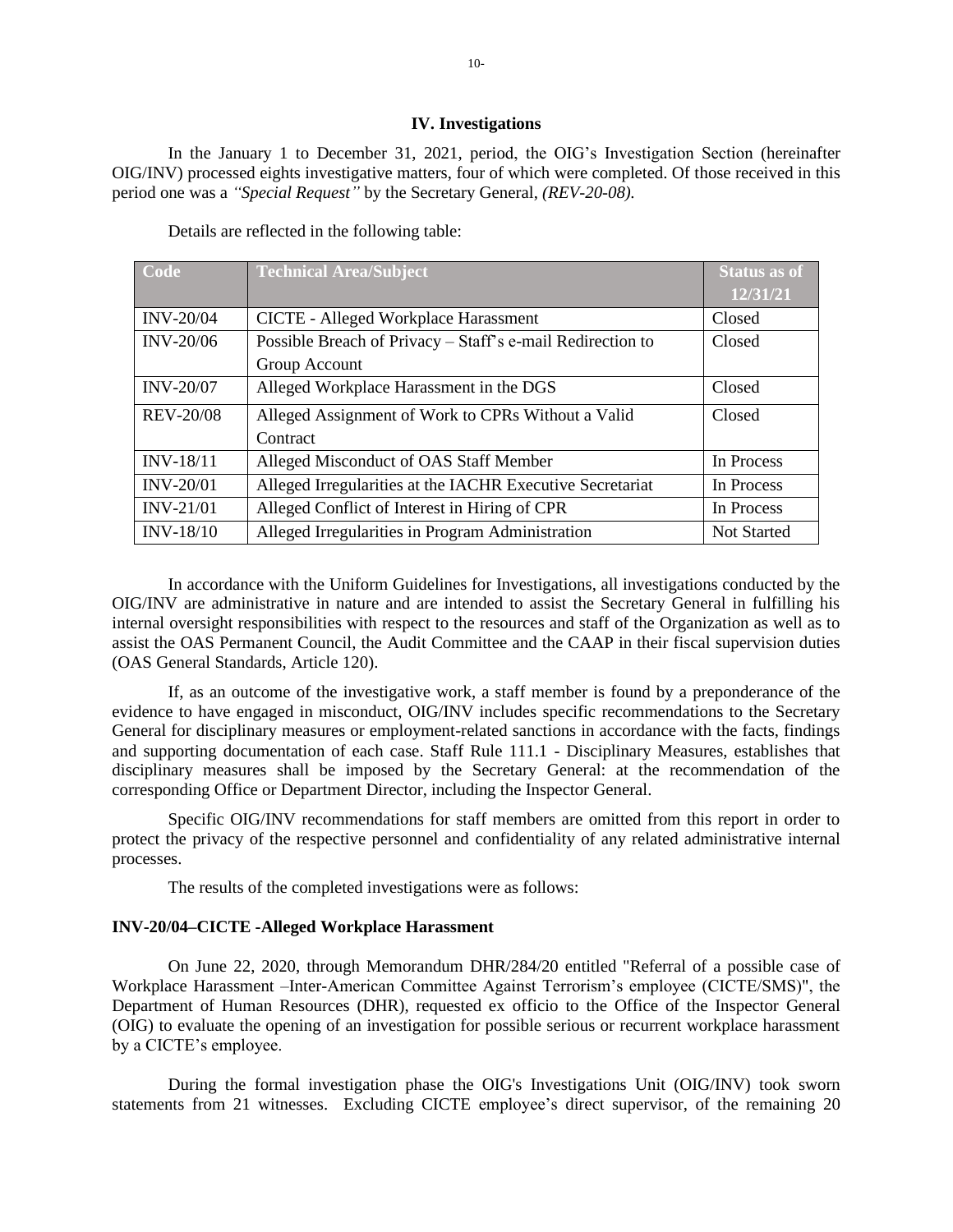## IV. Investigations

In the January 1 to December 31, 2021, period, the OIG's Investigation Section (hereinafter OIG/INV) processed eights investigative matters, four of which were completed. Of those received in this period one was a *"Special Request"* by the Secretary General, *(REV-20-08).*

Details are reflected in the following table:

| Code | Technical Area/Subject | Status as of 12/31/21 |
|---|---|---|
| INV-20/04 | CICTE - Alleged Workplace Harassment | Closed |
| INV-20/06 | Possible Breach of Privacy – Staff's e-mail Redirection to Group Account | Closed |
| INV-20/07 | Alleged Workplace Harassment in the DGS | Closed |
| REV-20/08 | Alleged Assignment of Work to CPRs Without a Valid Contract | Closed |
| INV-18/11 | Alleged Misconduct of OAS Staff Member | In Process |
| INV-20/01 | Alleged Irregularities at the IACHR Executive Secretariat | In Process |
| INV-21/01 | Alleged Conflict of Interest in Hiring of CPR | In Process |
| INV-18/10 | Alleged Irregularities in Program Administration | Not Started |

In accordance with the Uniform Guidelines for Investigations, all investigations conducted by the OIG/INV are administrative in nature and are intended to assist the Secretary General in fulfilling his internal oversight responsibilities with respect to the resources and staff of the Organization as well as to assist the OAS Permanent Council, the Audit Committee and the CAAP in their fiscal supervision duties (OAS General Standards, Article 120).

If, as an outcome of the investigative work, a staff member is found by a preponderance of the evidence to have engaged in misconduct, OIG/INV includes specific recommendations to the Secretary General for disciplinary measures or employment-related sanctions in accordance with the facts, findings and supporting documentation of each case. Staff Rule 111.1 - Disciplinary Measures, establishes that disciplinary measures shall be imposed by the Secretary General: at the recommendation of the corresponding Office or Department Director, including the Inspector General.

Specific OIG/INV recommendations for staff members are omitted from this report in order to protect the privacy of the respective personnel and confidentiality of any related administrative internal processes.

The results of the completed investigations were as follows:

**INV-20/04–CICTE -Alleged Workplace Harassment**

On June 22, 2020, through Memorandum DHR/284/20 entitled "Referral of a possible case of Workplace Harassment –Inter-American Committee Against Terrorism's employee (CICTE/SMS)", the Department of Human Resources (DHR), requested ex officio to the Office of the Inspector General (OIG) to evaluate the opening of an investigation for possible serious or recurrent workplace harassment by a CICTE's employee.

During the formal investigation phase the OIG's Investigations Unit (OIG/INV) took sworn statements from 21 witnesses. Excluding CICTE employee's direct supervisor, of the remaining 20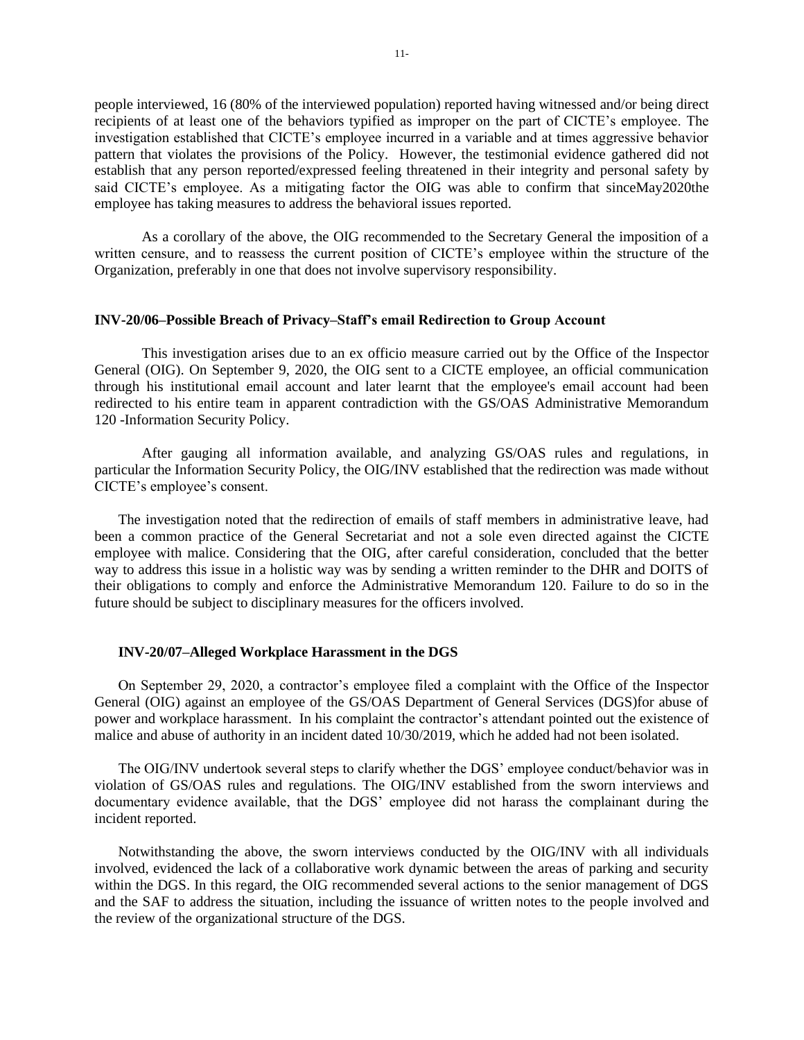people interviewed, 16 (80% of the interviewed population) reported having witnessed and/or being direct recipients of at least one of the behaviors typified as improper on the part of CICTE's employee. The investigation established that CICTE's employee incurred in a variable and at times aggressive behavior pattern that violates the provisions of the Policy. However, the testimonial evidence gathered did not establish that any person reported/expressed feeling threatened in their integrity and personal safety by said CICTE's employee. As a mitigating factor the OIG was able to confirm that sinceMay2020the employee has taking measures to address the behavioral issues reported.

As a corollary of the above, the OIG recommended to the Secretary General the imposition of a written censure, and to reassess the current position of CICTE's employee within the structure of the Organization, preferably in one that does not involve supervisory responsibility.

**INV-20/06–Possible Breach of Privacy–Staff's email Redirection to Group Account**

This investigation arises due to an ex officio measure carried out by the Office of the Inspector General (OIG). On September 9, 2020, the OIG sent to a CICTE employee, an official communication through his institutional email account and later learnt that the employee's email account had been redirected to his entire team in apparent contradiction with the GS/OAS Administrative Memorandum 120 -Information Security Policy.

After gauging all information available, and analyzing GS/OAS rules and regulations, in particular the Information Security Policy, the OIG/INV established that the redirection was made without CICTE's employee's consent.

The investigation noted that the redirection of emails of staff members in administrative leave, had been a common practice of the General Secretariat and not a sole even directed against the CICTE employee with malice. Considering that the OIG, after careful consideration, concluded that the better way to address this issue in a holistic way was by sending a written reminder to the DHR and DOITS of their obligations to comply and enforce the Administrative Memorandum 120. Failure to do so in the future should be subject to disciplinary measures for the officers involved.

**INV-20/07–Alleged Workplace Harassment in the DGS**

On September 29, 2020, a contractor's employee filed a complaint with the Office of the Inspector General (OIG) against an employee of the GS/OAS Department of General Services (DGS)for abuse of power and workplace harassment. In his complaint the contractor's attendant pointed out the existence of malice and abuse of authority in an incident dated 10/30/2019, which he added had not been isolated.

The OIG/INV undertook several steps to clarify whether the DGS' employee conduct/behavior was in violation of GS/OAS rules and regulations. The OIG/INV established from the sworn interviews and documentary evidence available, that the DGS' employee did not harass the complainant during the incident reported.

Notwithstanding the above, the sworn interviews conducted by the OIG/INV with all individuals involved, evidenced the lack of a collaborative work dynamic between the areas of parking and security within the DGS. In this regard, the OIG recommended several actions to the senior management of DGS and the SAF to address the situation, including the issuance of written notes to the people involved and the review of the organizational structure of the DGS.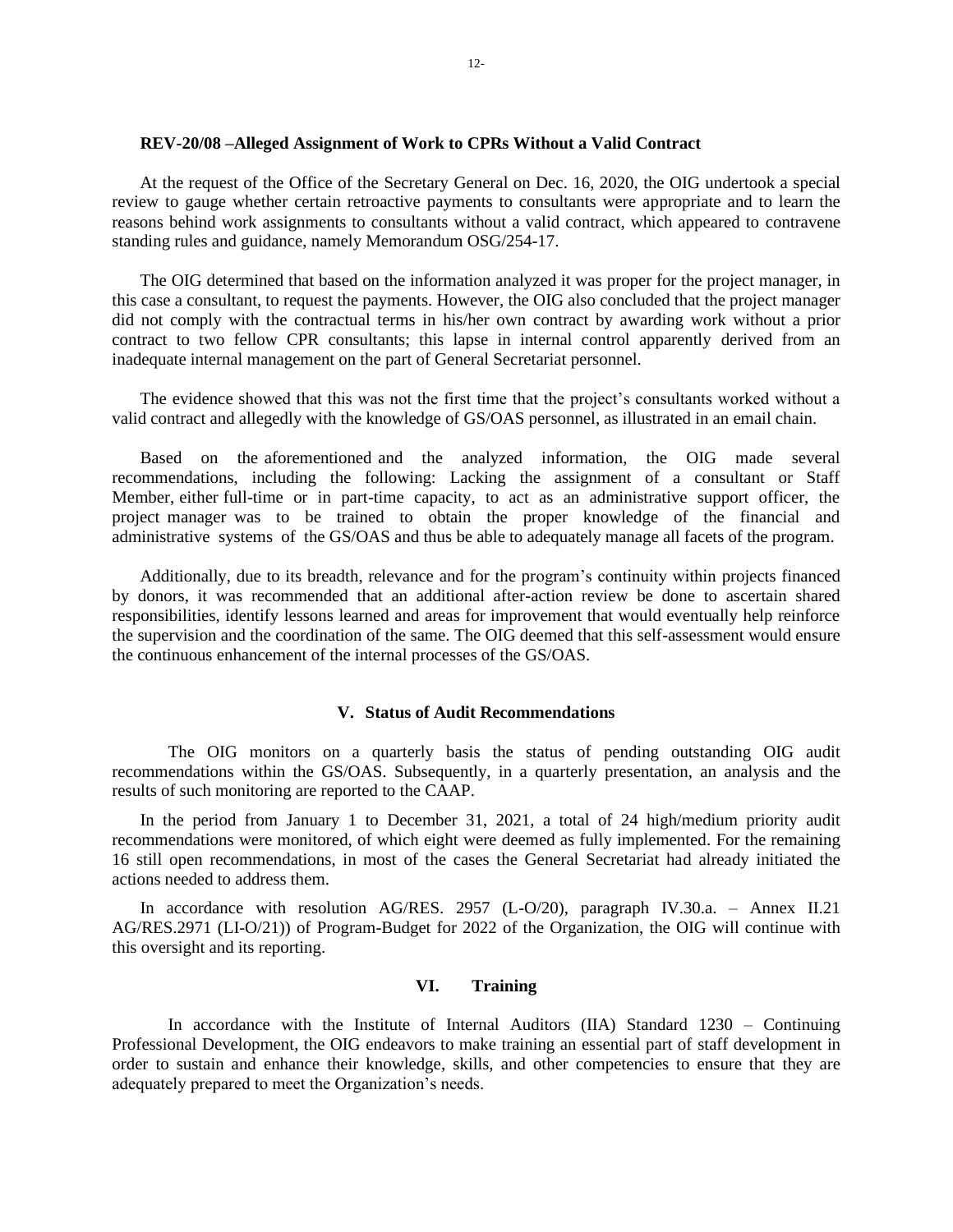**REV-20/08 –Alleged Assignment of Work to CPRs Without a Valid Contract**

At the request of the Office of the Secretary General on Dec. 16, 2020, the OIG undertook a special review to gauge whether certain retroactive payments to consultants were appropriate and to learn the reasons behind work assignments to consultants without a valid contract, which appeared to contravene standing rules and guidance, namely Memorandum OSG/254-17.

The OIG determined that based on the information analyzed it was proper for the project manager, in this case a consultant, to request the payments. However, the OIG also concluded that the project manager did not comply with the contractual terms in his/her own contract by awarding work without a prior contract to two fellow CPR consultants; this lapse in internal control apparently derived from an inadequate internal management on the part of General Secretariat personnel.

The evidence showed that this was not the first time that the project's consultants worked without a valid contract and allegedly with the knowledge of GS/OAS personnel, as illustrated in an email chain.

Based on the aforementioned and the analyzed information, the OIG made several recommendations, including the following: Lacking the assignment of a consultant or Staff Member, either full-time or in part-time capacity, to act as an administrative support officer, the project manager was to be trained to obtain the proper knowledge of the financial and administrative systems of the GS/OAS and thus be able to adequately manage all facets of the program.

Additionally, due to its breadth, relevance and for the program's continuity within projects financed by donors, it was recommended that an additional after-action review be done to ascertain shared responsibilities, identify lessons learned and areas for improvement that would eventually help reinforce the supervision and the coordination of the same. The OIG deemed that this self-assessment would ensure the continuous enhancement of the internal processes of the GS/OAS.

## V. Status of Audit Recommendations

The OIG monitors on a quarterly basis the status of pending outstanding OIG audit recommendations within the GS/OAS. Subsequently, in a quarterly presentation, an analysis and the results of such monitoring are reported to the CAAP.

In the period from January 1 to December 31, 2021, a total of 24 high/medium priority audit recommendations were monitored, of which eight were deemed as fully implemented. For the remaining 16 still open recommendations, in most of the cases the General Secretariat had already initiated the actions needed to address them.

In accordance with resolution AG/RES. 2957 (L-O/20), paragraph IV.30.a. – Annex II.21 AG/RES.2971 (LI-O/21)) of Program-Budget for 2022 of the Organization, the OIG will continue with this oversight and its reporting.

## VI. Training

In accordance with the Institute of Internal Auditors (IIA) Standard 1230 – Continuing Professional Development, the OIG endeavors to make training an essential part of staff development in order to sustain and enhance their knowledge, skills, and other competencies to ensure that they are adequately prepared to meet the Organization's needs.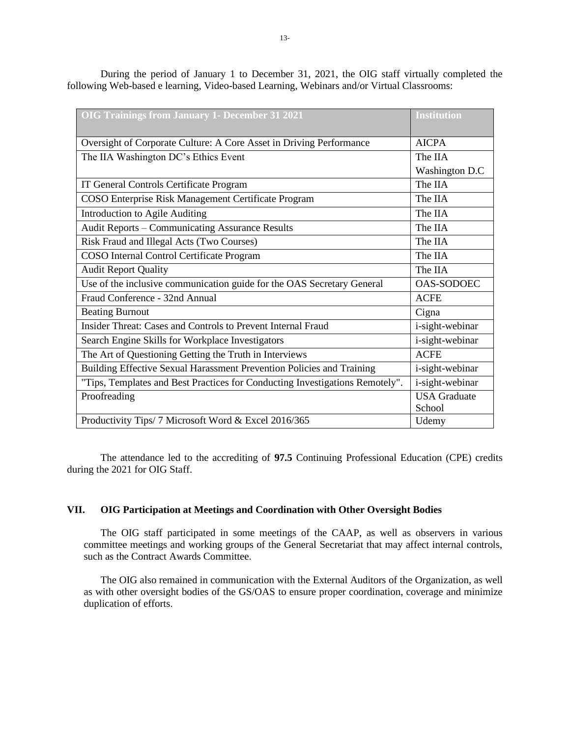During the period of January 1 to December 31, 2021, the OIG staff virtually completed the following Web-based e learning, Video-based Learning, Webinars and/or Virtual Classrooms:

| OIG Trainings from January 1- December 31 2021 | Institution |
|---|---|
| Oversight of Corporate Culture: A Core Asset in Driving Performance | AICPA |
| The IIA Washington DC's Ethics Event | The IIA Washington D.C |
| IT General Controls Certificate Program | The IIA |
| COSO Enterprise Risk Management Certificate Program | The IIA |
| Introduction to Agile Auditing | The IIA |
| Audit Reports – Communicating Assurance Results | The IIA |
| Risk Fraud and Illegal Acts (Two Courses) | The IIA |
| COSO Internal Control Certificate Program | The IIA |
| Audit Report Quality | The IIA |
| Use of the inclusive communication guide for the OAS Secretary General | OAS-SODOEC |
| Fraud Conference - 32nd Annual | ACFE |
| Beating Burnout | Cigna |
| Insider Threat: Cases and Controls to Prevent Internal Fraud | i-sight-webinar |
| Search Engine Skills for Workplace Investigators | i-sight-webinar |
| The Art of Questioning Getting the Truth in Interviews | ACFE |
| Building Effective Sexual Harassment Prevention Policies and Training | i-sight-webinar |
| "Tips, Templates and Best Practices for Conducting Investigations Remotely". | i-sight-webinar |
| Proofreading | USA Graduate School |
| Productivity Tips/ 7 Microsoft Word & Excel 2016/365 | Udemy |

The attendance led to the accrediting of **97.5** Continuing Professional Education (CPE) credits during the 2021 for OIG Staff.

## VII. OIG Participation at Meetings and Coordination with Other Oversight Bodies

The OIG staff participated in some meetings of the CAAP, as well as observers in various committee meetings and working groups of the General Secretariat that may affect internal controls, such as the Contract Awards Committee.

The OIG also remained in communication with the External Auditors of the Organization, as well as with other oversight bodies of the GS/OAS to ensure proper coordination, coverage and minimize duplication of efforts.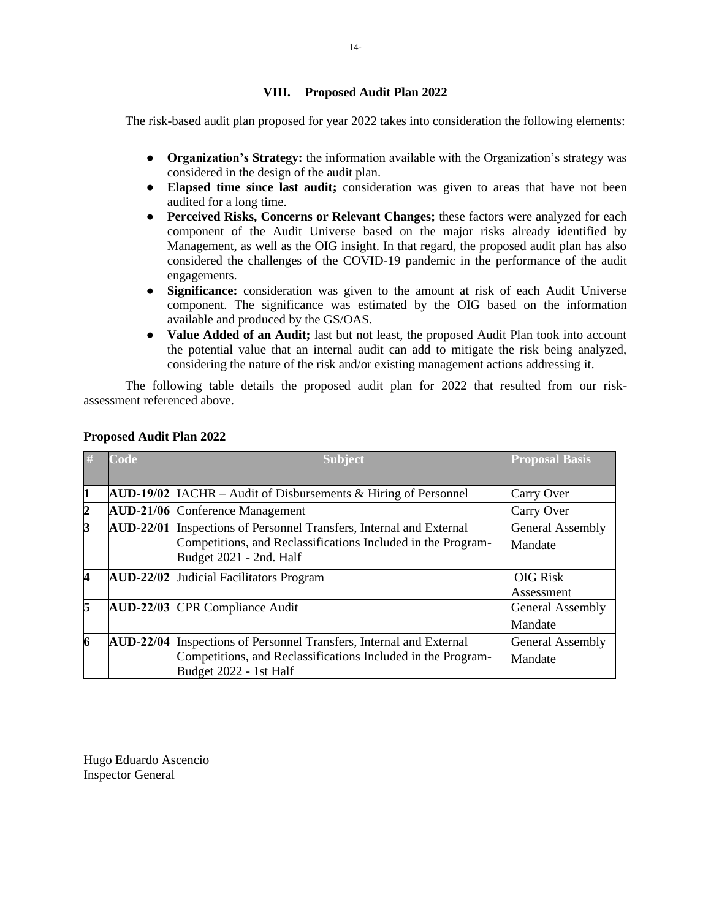## VIII. Proposed Audit Plan 2022

The risk-based audit plan proposed for year 2022 takes into consideration the following elements:

- **Organization's Strategy:** the information available with the Organization's strategy was considered in the design of the audit plan.
- **Elapsed time since last audit;** consideration was given to areas that have not been audited for a long time.
- **Perceived Risks, Concerns or Relevant Changes;** these factors were analyzed for each component of the Audit Universe based on the major risks already identified by Management, as well as the OIG insight. In that regard, the proposed audit plan has also considered the challenges of the COVID-19 pandemic in the performance of the audit engagements.
- **Significance:** consideration was given to the amount at risk of each Audit Universe component. The significance was estimated by the OIG based on the information available and produced by the GS/OAS.
- **Value Added of an Audit;** last but not least, the proposed Audit Plan took into account the potential value that an internal audit can add to mitigate the risk being analyzed, considering the nature of the risk and/or existing management actions addressing it.

The following table details the proposed audit plan for 2022 that resulted from our risk-assessment referenced above.

**Proposed Audit Plan 2022**

| # | Code | Subject | Proposal Basis |
|---|---|---|---|
| **1** | **AUD-19/02** | IACHR – Audit of Disbursements & Hiring of Personnel | Carry Over |
| **2** | **AUD-21/06** | Conference Management | Carry Over |
| **3** | **AUD-22/01** | Inspections of Personnel Transfers, Internal and External Competitions, and Reclassifications Included in the Program-Budget 2021 - 2nd. Half | General Assembly Mandate |
| **4** | **AUD-22/02** | Judicial Facilitators Program | OIG Risk Assessment |
| **5** | **AUD-22/03** | CPR Compliance Audit | General Assembly Mandate |
| **6** | **AUD-22/04** | Inspections of Personnel Transfers, Internal and External Competitions, and Reclassifications Included in the Program-Budget 2022 - 1st Half | General Assembly Mandate |

Hugo Eduardo Ascencio
Inspector General